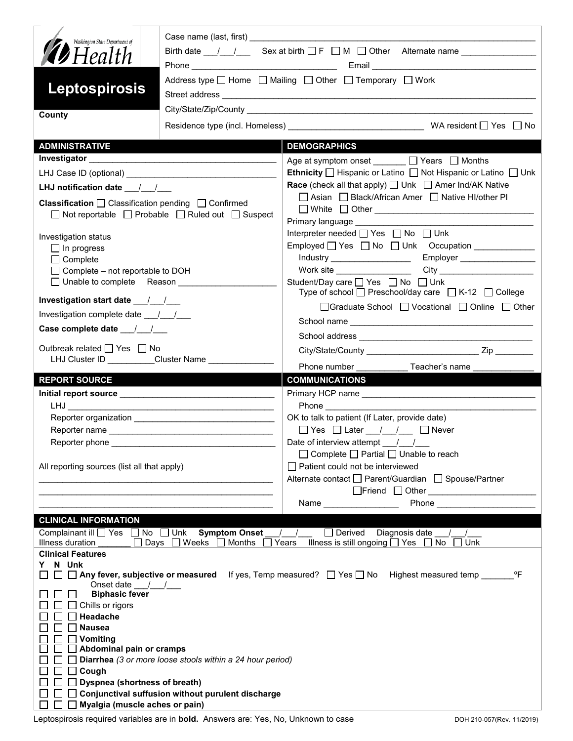Washington State Department of Health

# Leptospirosis

**County**

Case name (last, first) ___________________________________________

Birth date ___/___/___ Sex at birth ☐ F ☐ M ☐ Other Alternate name _______________

Phone _______________________________ Email _______________________________

Address type ☐ Home ☐ Mailing ☐ Other ☐ Temporary ☐ Work

Street address ___________________________________________

City/State/Zip/County ___________________________________________

Residence type (incl. Homeless) ____________________________ WA resident ☐ Yes ☐ No

## ADMINISTRATIVE

**Investigator** ________________________________________

LHJ Case ID (optional) ________________________________

**LHJ notification date** ___/___/___

**Classification** ☐ Classification pending ☐ Confirmed ☐ Not reportable ☐ Probable ☐ Ruled out ☐ Suspect

Investigation status
- ☐ In progress
- ☐ Complete
- ☐ Complete – not reportable to DOH
- ☐ Unable to complete Reason _____________________

**Investigation start date** ___/___/___

Investigation complete date ___/___/___

**Case complete date** ___/___/___

Outbreak related ☐ Yes ☐ No

LHJ Cluster ID __________Cluster Name ______________

## DEMOGRAPHICS

Age at symptom onset _______ ☐ Years ☐ Months

**Ethnicity** ☐ Hispanic or Latino ☐ Not Hispanic or Latino ☐ Unk

**Race** (check all that apply) ☐ Unk ☐ Amer Ind/AK Native ☐ Asian ☐ Black/African Amer ☐ Native HI/other PI ☐ White ☐ Other ________________________

Primary language ________________________________

Interpreter needed ☐ Yes ☐ No ☐ Unk

Employed ☐ Yes ☐ No ☐ Unk Occupation _____________

Industry _________________ Employer ________________

Work site ________________ City ____________________

Student/Day care ☐ Yes ☐ No ☐ Unk

Type of school ☐ Preschool/day care ☐ K-12 ☐ College ☐ Graduate School ☐ Vocational ☐ Online ☐ Other

School name ________________________________________

School address ______________________________________

City/State/County ________________________ Zip ________

Phone number ___________ Teacher's name _____________

## REPORT SOURCE

**Initial report source** ________________________________

LHJ ________________________________________________

Reporter organization ______________________________

Reporter name _____________________________________

Reporter phone ____________________________________

All reporting sources (list all that apply)

_____________________________________________________

_____________________________________________________

_____________________________________________________

## COMMUNICATIONS

Primary HCP name ___________________________________

Phone ______________________________________________

OK to talk to patient (If Later, provide date)

☐ Yes ☐ Later ___/___/___ ☐ Never

Date of interview attempt ___/___/___

☐ Complete ☐ Partial ☐ Unable to reach

☐ Patient could not be interviewed

Alternate contact ☐ Parent/Guardian ☐ Spouse/Partner ☐ Friend ☐ Other ______________________

Name ________________ Phone ____________________

## CLINICAL INFORMATION

Complainant ill ☐ Yes ☐ No ☐ Unk **Symptom Onset** ___/___/___ ☐ Derived Diagnosis date ___/___/___

Illness duration _______ ☐ Days ☐ Weeks ☐ Months ☐ Years Illness is still ongoing ☐ Yes ☐ No ☐ Unk

**Clinical Features**

| Y | N | Unk | |
|---|---|---|---|
| ☐ | ☐ | ☐ | **Any fever, subjective or measured** If yes, Temp measured? ☐ Yes ☐ No Highest measured temp _______ºF Onset date ___/___/___ |
| ☐ | ☐ | ☐ | **Biphasic fever** |
| ☐ | ☐ | ☐ | Chills or rigors |
| ☐ | ☐ | ☐ | **Headache** |
| ☐ | ☐ | ☐ | **Nausea** |
| ☐ | ☐ | ☐ | **Vomiting** |
| ☐ | ☐ | ☐ | **Abdominal pain or cramps** |
| ☐ | ☐ | ☐ | **Diarrhea** *(3 or more loose stools within a 24 hour period)* |
| ☐ | ☐ | ☐ | **Cough** |
| ☐ | ☐ | ☐ | **Dyspnea (shortness of breath)** |
| ☐ | ☐ | ☐ | **Conjunctival suffusion without purulent discharge** |
| ☐ | ☐ | ☐ | **Myalgia (muscle aches or pain)** |

Leptospirosis required variables are in **bold**. Answers are: Yes, No, Unknown to case

DOH 210-057(Rev. 11/2019)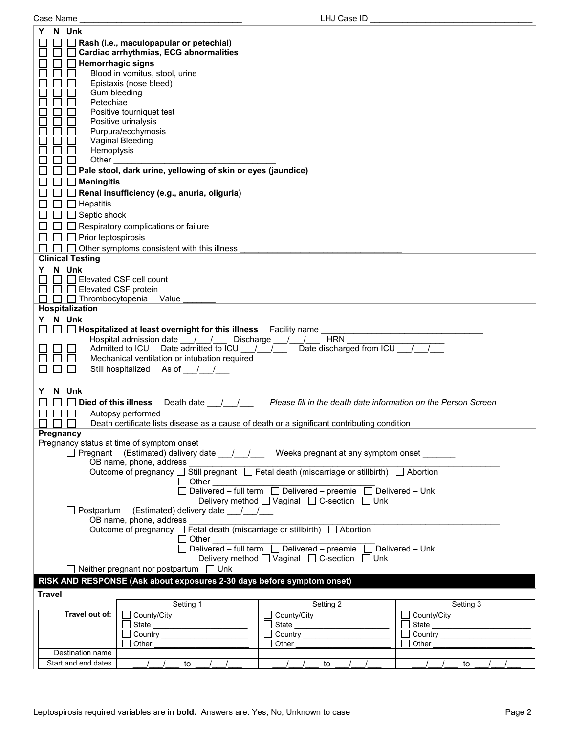Case Name ___________________________________ LHJ Case ID ___________________________________

| Y | N | Unk | |
|---|---|---|---|
| ☐ | ☐ | ☐ | **Rash (i.e., maculopapular or petechial)** |
| ☐ | ☐ | ☐ | **Cardiac arrhythmias, ECG abnormalities** |
| ☐ | ☐ | ☐ | **Hemorrhagic signs** |
| ☐ | ☐ | ☐ | Blood in vomitus, stool, urine |
| ☐ | ☐ | ☐ | Epistaxis (nose bleed) |
| ☐ | ☐ | ☐ | Gum bleeding |
| ☐ | ☐ | ☐ | Petechiae |
| ☐ | ☐ | ☐ | Positive tourniquet test |
| ☐ | ☐ | ☐ | Positive urinalysis |
| ☐ | ☐ | ☐ | Purpura/ecchymosis |
| ☐ | ☐ | ☐ | Vaginal Bleeding |
| ☐ | ☐ | ☐ | Hemoptysis |
| ☐ | ☐ | ☐ | Other ___________________________________ |
| ☐ | ☐ | ☐ | **Pale stool, dark urine, yellowing of skin or eyes (jaundice)** |
| ☐ | ☐ | ☐ | **Meningitis** |
| ☐ | ☐ | ☐ | **Renal insufficiency (e.g., anuria, oliguria)** |
| ☐ | ☐ | ☐ | Hepatitis |
| ☐ | ☐ | ☐ | Septic shock |
| ☐ | ☐ | ☐ | Respiratory complications or failure |
| ☐ | ☐ | ☐ | Prior leptospirosis |
| ☐ | ☐ | ☐ | Other symptoms consistent with this illness ___________________________________ |

**Clinical Testing**

| Y | N | Unk | |
|---|---|---|---|
| ☐ | ☐ | ☐ | Elevated CSF cell count |
| ☐ | ☐ | ☐ | Elevated CSF protein |
| ☐ | ☐ | ☐ | Thrombocytopenia Value _______ |

**Hospitalization**

| Y | N | Unk | |
|---|---|---|---|
| ☐ | ☐ | ☐ | **Hospitalized at least overnight for this illness** Facility name ___________________________________ |
| | | | Hospital admission date ___/___/___ Discharge ___/___/___ HRN _____________________ |
| ☐ | ☐ | ☐ | Admitted to ICU Date admitted to ICU ___/___/___ Date discharged from ICU ___/___/___ |
| ☐ | ☐ | ☐ | Mechanical ventilation or intubation required |
| ☐ | ☐ | ☐ | Still hospitalized As of ___/___/___ |

| Y | N | Unk | |
|---|---|---|---|
| ☐ | ☐ | ☐ | **Died of this illness** Death date ___/___/___ *Please fill in the death date information on the Person Screen* |
| ☐ | ☐ | ☐ | Autopsy performed |
| ☐ | ☐ | ☐ | Death certificate lists disease as a cause of death or a significant contributing condition |

**Pregnancy**

Pregnancy status at time of symptom onset

☐ Pregnant (Estimated) delivery date ___/___/___ Weeks pregnant at any symptom onset _______

OB name, phone, address _______________________________________________________________

Outcome of pregnancy ☐ Still pregnant ☐ Fetal death (miscarriage or stillbirth) ☐ Abortion

☐ Other ___________________________________

☐ Delivered – full term ☐ Delivered – preemie ☐ Delivered – Unk

Delivery method ☐ Vaginal ☐ C-section ☐ Unk

☐ Postpartum (Estimated) delivery date ___/___/___

OB name, phone, address _______________________________________________________________

Outcome of pregnancy ☐ Fetal death (miscarriage or stillbirth) ☐ Abortion

☐ Other ___________________________________

☐ Delivered – full term ☐ Delivered – preemie ☐ Delivered – Unk

Delivery method ☐ Vaginal ☐ C-section ☐ Unk

☐ Neither pregnant nor postpartum ☐ Unk

## RISK AND RESPONSE (Ask about exposures 2-30 days before symptom onset)

**Travel**

| | Setting 1 | Setting 2 | Setting 3 |
|---|---|---|---|
| Travel out of: | ☐ County/City ________________<br>☐ State ______________________<br>☐ Country ____________________<br>☐ Other ______________________ | ☐ County/City ________________<br>☐ State ______________________<br>☐ Country ____________________<br>☐ Other ______________________ | ☐ County/City ________________<br>☐ State ______________________<br>☐ Country ____________________<br>☐ Other ______________________ |
| Destination name | | | |
| Start and end dates | ___/___/___ to ___/___/___ | ___/___/___ to ___/___/___ | ___/___/___ to ___/___/___ |

Leptospirosis required variables are in **bold**. Answers are: Yes, No, Unknown to case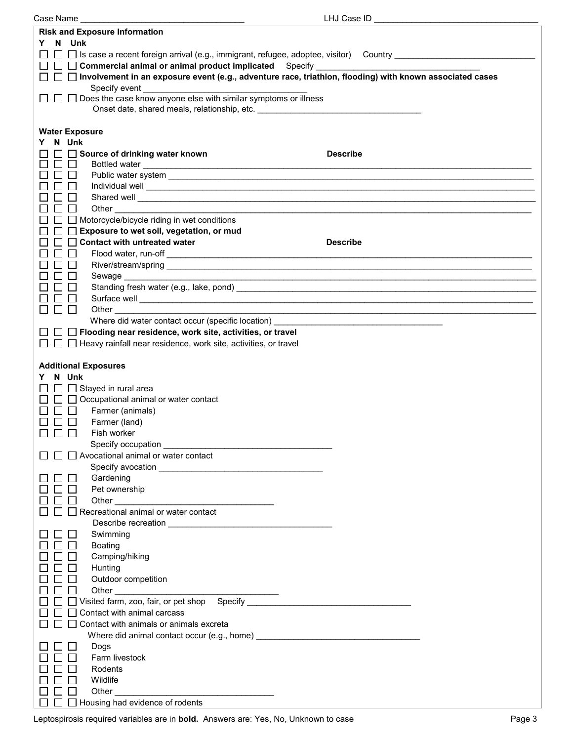Case Name ________________________________ LHJ Case ID ________________________________

**Risk and Exposure Information**

Y N Unk

☐ ☐ ☐ Is case a recent foreign arrival (e.g., immigrant, refugee, adoptee, visitor) Country ____________________________

☐ ☐ ☐ **Commercial animal or animal product implicated** Specify ________________________________

☐ ☐ ☐ **Involvement in an exposure event (e.g., adventure race, triathlon, flooding) with known associated cases**

Specify event ________________________________

☐ ☐ ☐ Does the case know anyone else with similar symptoms or illness

Onset date, shared meals, relationship, etc. ________________________________

**Water Exposure**

Y N Unk

☐ ☐ ☐ **Source of drinking water known** **Describe**

☐ ☐ ☐ Bottled water ________________________________

☐ ☐ ☐ Public water system ________________________________

☐ ☐ ☐ Individual well ________________________________

☐ ☐ ☐ Shared well ________________________________

☐ ☐ ☐ Other ________________________________

☐ ☐ ☐ Motorcycle/bicycle riding in wet conditions

☐ ☐ ☐ **Exposure to wet soil, vegetation, or mud**

☐ ☐ ☐ **Contact with untreated water** **Describe**

☐ ☐ ☐ Flood water, run-off ________________________________

☐ ☐ ☐ River/stream/spring ________________________________

☐ ☐ ☐ Sewage ________________________________

☐ ☐ ☐ Standing fresh water (e.g., lake, pond) ________________________________

☐ ☐ ☐ Surface well ________________________________

☐ ☐ ☐ Other ________________________________

Where did water contact occur (specific location) ________________________________

☐ ☐ ☐ **Flooding near residence, work site, activities, or travel**

☐ ☐ ☐ Heavy rainfall near residence, work site, activities, or travel

**Additional Exposures**

Y N Unk

☐ ☐ ☐ Stayed in rural area

☐ ☐ ☐ Occupational animal or water contact

☐ ☐ ☐ Farmer (animals)

☐ ☐ ☐ Farmer (land)

☐ ☐ ☐ Fish worker

Specify occupation ________________________________

☐ ☐ ☐ Avocational animal or water contact

Specify avocation ________________________________

☐ ☐ ☐ Gardening

☐ ☐ ☐ Pet ownership

☐ ☐ ☐ Other ________________________________

☐ ☐ ☐ Recreational animal or water contact

Describe recreation ________________________________

☐ ☐ ☐ Swimming

☐ ☐ ☐ Boating

☐ ☐ ☐ Camping/hiking

☐ ☐ ☐ Hunting

☐ ☐ ☐ Outdoor competition

☐ ☐ ☐ Other ________________________________

☐ ☐ ☐ Visited farm, zoo, fair, or pet shop Specify ________________________________

☐ ☐ ☐ Contact with animal carcass

☐ ☐ ☐ Contact with animals or animals excreta

Where did animal contact occur (e.g., home) ________________________________

☐ ☐ ☐ Dogs

☐ ☐ ☐ Farm livestock

☐ ☐ ☐ Rodents

☐ ☐ ☐ Wildlife

☐ ☐ ☐ Other ________________________________

☐ ☐ ☐ Housing had evidence of rodents

Leptospirosis required variables are in **bold**. Answers are: Yes, No, Unknown to case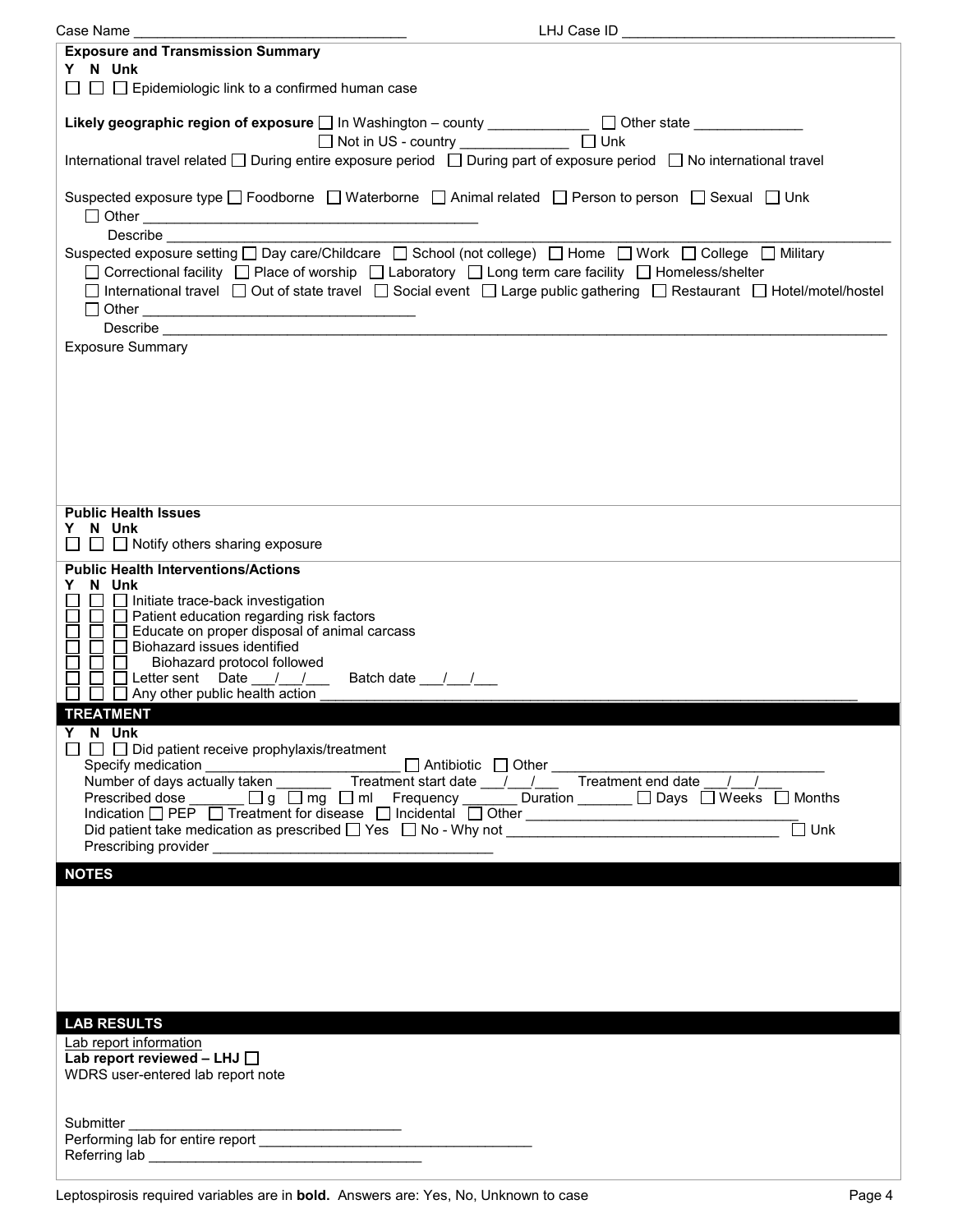Case Name ___________________________________ LHJ Case ID ___________________________________

**Exposure and Transmission Summary**

**Y N Unk**

☐ ☐ ☐ Epidemiologic link to a confirmed human case

**Likely geographic region of exposure** ☐ In Washington – county _____________ ☐ Other state _____________ ☐ Not in US - country _____________ ☐ Unk

International travel related ☐ During entire exposure period ☐ During part of exposure period ☐ No international travel

Suspected exposure type ☐ Foodborne ☐ Waterborne ☐ Animal related ☐ Person to person ☐ Sexual ☐ Unk ☐ Other ___________________________________________

Describe ___________________________________________

Suspected exposure setting ☐ Day care/Childcare ☐ School (not college) ☐ Home ☐ Work ☐ College ☐ Military ☐ Correctional facility ☐ Place of worship ☐ Laboratory ☐ Long term care facility ☐ Homeless/shelter ☐ International travel ☐ Out of state travel ☐ Social event ☐ Large public gathering ☐ Restaurant ☐ Hotel/motel/hostel ☐ Other ___________________________________

Describe ___________________________________________

Exposure Summary

**Public Health Issues**

**Y N Unk**

☐ ☐ ☐ Notify others sharing exposure

**Public Health Interventions/Actions**

**Y N Unk**

☐ ☐ ☐ Initiate trace-back investigation
☐ ☐ ☐ Patient education regarding risk factors
☐ ☐ ☐ Educate on proper disposal of animal carcass
☐ ☐ ☐ Biohazard issues identified
☐ ☐ ☐ Biohazard protocol followed
☐ ☐ ☐ Letter sent Date ___/___/___ Batch date ___/___/___
☐ ☐ ☐ Any other public health action ___________________________________________

## TREATMENT

**Y N Unk**

☐ ☐ ☐ Did patient receive prophylaxis/treatment

Specify medication _________________________ ☐ Antibiotic ☐ Other ___________________________________

Number of days actually taken _______ Treatment start date ___/___/___ Treatment end date ___/___/___

Prescribed dose _______ ☐ g ☐ mg ☐ ml Frequency _______ Duration _______ ☐ Days ☐ Weeks ☐ Months

Indication ☐ PEP ☐ Treatment for disease ☐ Incidental ☐ Other ___________________________________

Did patient take medication as prescribed ☐ Yes ☐ No - Why not ___________________________________ ☐ Unk

Prescribing provider ___________________________________

## NOTES

## LAB RESULTS

Lab report information

**Lab report reviewed – LHJ** ☐

WDRS user-entered lab report note

Submitter ___________________________________

Performing lab for entire report ___________________________________

Referring lab ___________________________________

Leptospirosis required variables are in **bold**. Answers are: Yes, No, Unknown to case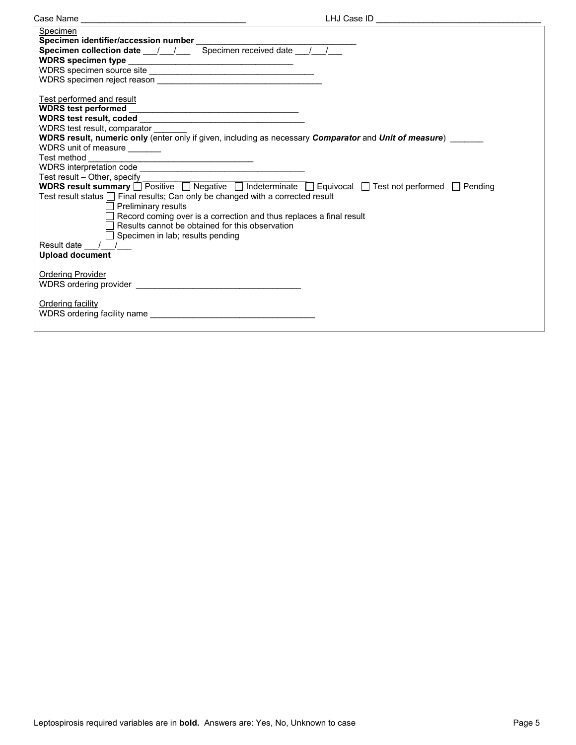Case Name ___________________________________ LHJ Case ID ___________________________________

Specimen

**Specimen identifier/accession number** ___________________________________

**Specimen collection date** ___/___/___ Specimen received date ___/___/___

**WDRS specimen type** ___________________________________

WDRS specimen source site ___________________________________

WDRS specimen reject reason ___________________________________

Test performed and result

**WDRS test performed** ___________________________________

**WDRS test result, coded** ___________________________________

WDRS test result, comparator _______

**WDRS result, numeric only** (enter only if given, including as necessary ***Comparator*** and ***Unit of measure***) _______

WDRS unit of measure _______

Test method ___________________________________

WDRS interpretation code ___________________________________

Test result – Other, specify ___________________________________

**WDRS result summary** ☐ Positive ☐ Negative ☐ Indeterminate ☐ Equivocal ☐ Test not performed ☐ Pending

Test result status ☐ Final results; Can only be changed with a corrected result
☐ Preliminary results
☐ Record coming over is a correction and thus replaces a final result
☐ Results cannot be obtained for this observation
☐ Specimen in lab; results pending

Result date ___/___/___

**Upload document**

Ordering Provider

WDRS ordering provider ___________________________________

Ordering facility

WDRS ordering facility name ___________________________________

Leptospirosis required variables are in **bold**. Answers are: Yes, No, Unknown to case